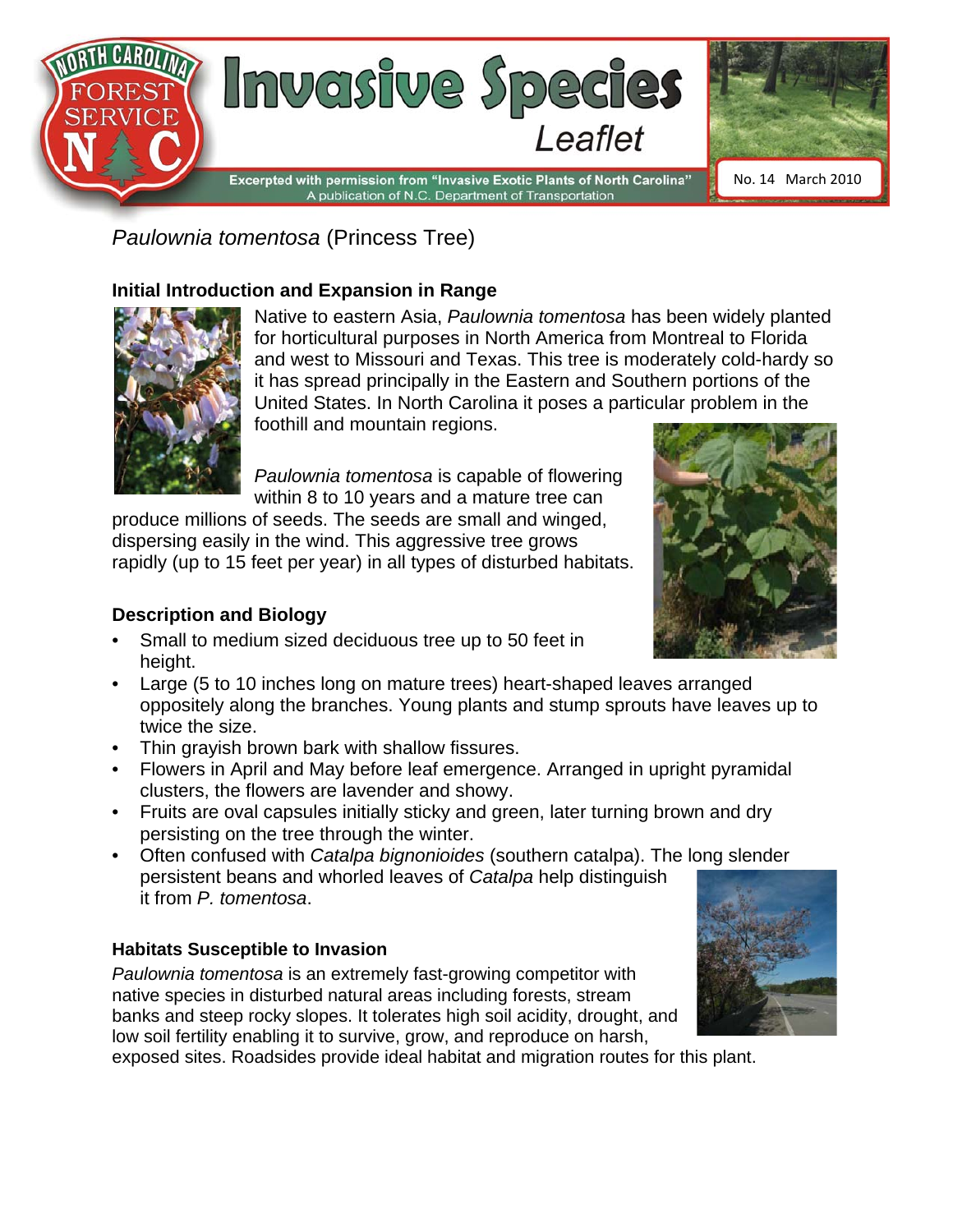# Invasive Species Leaflet

Excerpted with permission from "Invasive Exotic Plants of North Carolina"
A publication of N.C. Department of Transportation

No. 14 March 2010

## *Paulownia tomentosa* (Princess Tree)

### Initial Introduction and Expansion in Range

Native to eastern Asia, *Paulownia tomentosa* has been widely planted for horticultural purposes in North America from Montreal to Florida and west to Missouri and Texas. This tree is moderately cold-hardy so it has spread principally in the Eastern and Southern portions of the United States. In North Carolina it poses a particular problem in the foothill and mountain regions.

*Paulownia tomentosa* is capable of flowering within 8 to 10 years and a mature tree can produce millions of seeds. The seeds are small and winged, dispersing easily in the wind. This aggressive tree grows rapidly (up to 15 feet per year) in all types of disturbed habitats.

### Description and Biology

- Small to medium sized deciduous tree up to 50 feet in height.
- Large (5 to 10 inches long on mature trees) heart-shaped leaves arranged oppositely along the branches. Young plants and stump sprouts have leaves up to twice the size.
- Thin grayish brown bark with shallow fissures.
- Flowers in April and May before leaf emergence. Arranged in upright pyramidal clusters, the flowers are lavender and showy.
- Fruits are oval capsules initially sticky and green, later turning brown and dry persisting on the tree through the winter.
- Often confused with *Catalpa bignonioides* (southern catalpa). The long slender persistent beans and whorled leaves of *Catalpa* help distinguish it from *P. tomentosa*.

### Habitats Susceptible to Invasion

*Paulownia tomentosa* is an extremely fast-growing competitor with native species in disturbed natural areas including forests, stream banks and steep rocky slopes. It tolerates high soil acidity, drought, and low soil fertility enabling it to survive, grow, and reproduce on harsh, exposed sites. Roadsides provide ideal habitat and migration routes for this plant.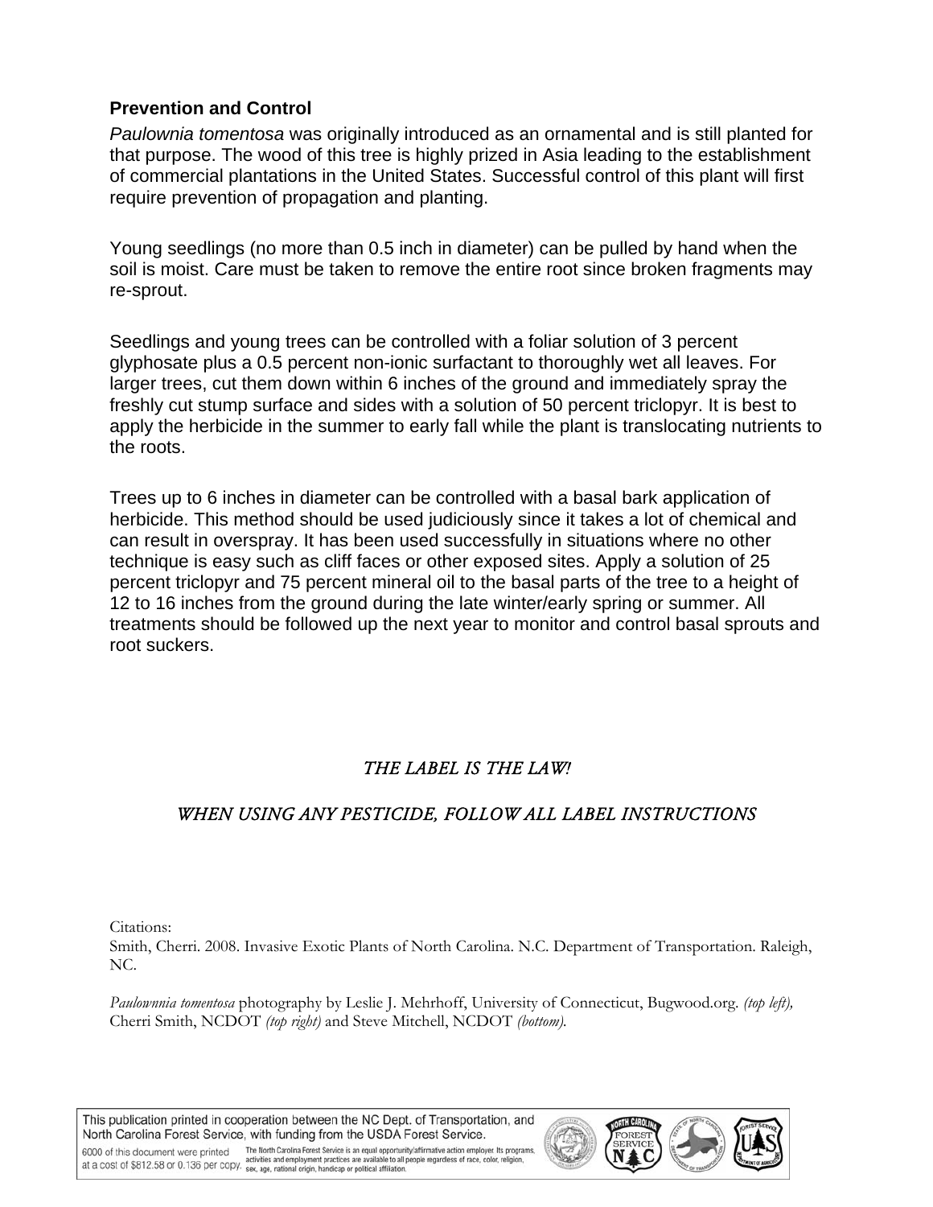**Prevention and Control**

*Paulownia tomentosa* was originally introduced as an ornamental and is still planted for that purpose. The wood of this tree is highly prized in Asia leading to the establishment of commercial plantations in the United States. Successful control of this plant will first require prevention of propagation and planting.

Young seedlings (no more than 0.5 inch in diameter) can be pulled by hand when the soil is moist. Care must be taken to remove the entire root since broken fragments may re-sprout.

Seedlings and young trees can be controlled with a foliar solution of 3 percent glyphosate plus a 0.5 percent non-ionic surfactant to thoroughly wet all leaves. For larger trees, cut them down within 6 inches of the ground and immediately spray the freshly cut stump surface and sides with a solution of 50 percent triclopyr. It is best to apply the herbicide in the summer to early fall while the plant is translocating nutrients to the roots.

Trees up to 6 inches in diameter can be controlled with a basal bark application of herbicide. This method should be used judiciously since it takes a lot of chemical and can result in overspray. It has been used successfully in situations where no other technique is easy such as cliff faces or other exposed sites. Apply a solution of 25 percent triclopyr and 75 percent mineral oil to the basal parts of the tree to a height of 12 to 16 inches from the ground during the late winter/early spring or summer. All treatments should be followed up the next year to monitor and control basal sprouts and root suckers.

*THE LABEL IS THE LAW!*

*WHEN USING ANY PESTICIDE, FOLLOW ALL LABEL INSTRUCTIONS*

Citations:
Smith, Cherri. 2008. Invasive Exotic Plants of North Carolina. N.C. Department of Transportation. Raleigh, NC.

*Paulownnia tomentosa* photography by Leslie J. Mehrhoff, University of Connecticut, Bugwood.org. *(top left),* Cherri Smith, NCDOT *(top right)* and Steve Mitchell, NCDOT *(bottom).*

This publication printed in cooperation between the NC Dept. of Transportation, and North Carolina Forest Service, with funding from the USDA Forest Service.

6000 of this document were printed at a cost of $812.58 or 0.136 per copy. The North Carolina Forest Service is an equal opportunity/affirmative action employer. Its programs, activities and employment practices are available to all people regardless of race, color, religion, sex, age, national origin, handicap or political affiliation.